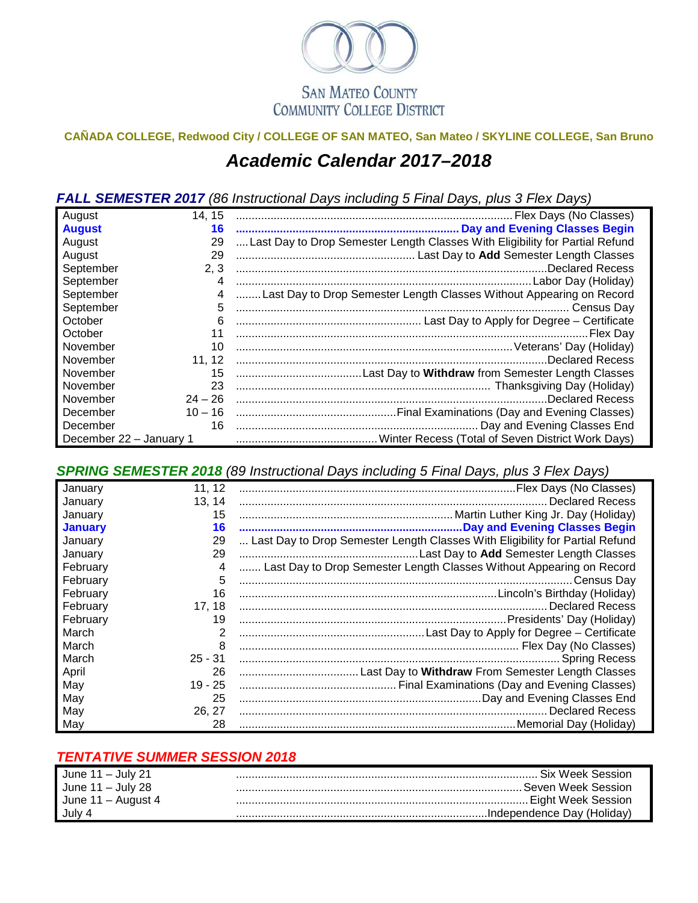SAN MATEO COUNTY
COMMUNITY COLLEGE DISTRICT

**CAÑADA COLLEGE, Redwood City / COLLEGE OF SAN MATEO, San Mateo / SKYLINE COLLEGE, San Bruno**

# *Academic Calendar 2017–2018*

## ***FALL SEMESTER 2017*** *(86 Instructional Days including 5 Final Days, plus 3 Flex Days)*

| Month | Date | Event |
|---|---|---|
| August | 14, 15 | Flex Days (No Classes) |
| **August** | **16** | **Day and Evening Classes Begin** |
| August | 29 | Last Day to Drop Semester Length Classes With Eligibility for Partial Refund |
| August | 29 | Last Day to **Add** Semester Length Classes |
| September | 2, 3 | Declared Recess |
| September | 4 | Labor Day (Holiday) |
| September | 4 | Last Day to Drop Semester Length Classes Without Appearing on Record |
| September | 5 | Census Day |
| October | 6 | Last Day to Apply for Degree – Certificate |
| October | 11 | Flex Day |
| November | 10 | Veterans' Day (Holiday) |
| November | 11, 12 | Declared Recess |
| November | 15 | Last Day to **Withdraw** from Semester Length Classes |
| November | 23 | Thanksgiving Day (Holiday) |
| November | 24 – 26 | Declared Recess |
| December | 10 – 16 | Final Examinations (Day and Evening Classes) |
| December | 16 | Day and Evening Classes End |
| December 22 – January 1 | | Winter Recess (Total of Seven District Work Days) |

## ***SPRING SEMESTER 2018*** *(89 Instructional Days including 5 Final Days, plus 3 Flex Days)*

| Month | Date | Event |
|---|---|---|
| January | 11, 12 | Flex Days (No Classes) |
| January | 13, 14 | Declared Recess |
| January | 15 | Martin Luther King Jr. Day (Holiday) |
| **January** | **16** | **Day and Evening Classes Begin** |
| January | 29 | Last Day to Drop Semester Length Classes With Eligibility for Partial Refund |
| January | 29 | Last Day to **Add** Semester Length Classes |
| February | 4 | Last Day to Drop Semester Length Classes Without Appearing on Record |
| February | 5 | Census Day |
| February | 16 | Lincoln's Birthday (Holiday) |
| February | 17, 18 | Declared Recess |
| February | 19 | Presidents' Day (Holiday) |
| March | 2 | Last Day to Apply for Degree – Certificate |
| March | 8 | Flex Day (No Classes) |
| March | 25 - 31 | Spring Recess |
| April | 26 | Last Day to **Withdraw** From Semester Length Classes |
| May | 19 - 25 | Final Examinations (Day and Evening Classes) |
| May | 25 | Day and Evening Classes End |
| May | 26, 27 | Declared Recess |
| May | 28 | Memorial Day (Holiday) |

## ***TENTATIVE SUMMER SESSION 2018***

| Dates | Event |
|---|---|
| June 11 – July 21 | Six Week Session |
| June 11 – July 28 | Seven Week Session |
| June 11 – August 4 | Eight Week Session |
| July 4 | Independence Day (Holiday) |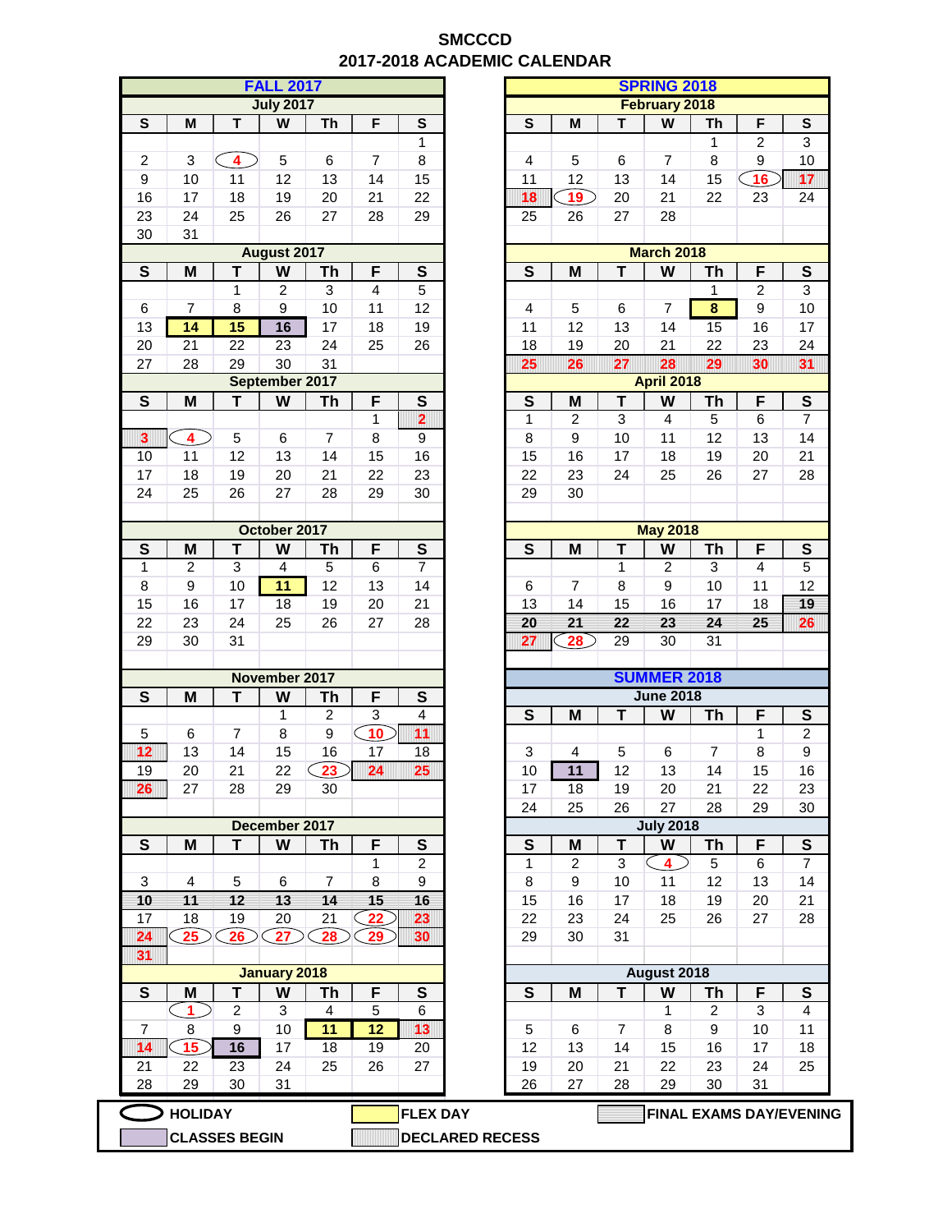# SMCCCD
## 2017-2018 ACADEMIC CALENDAR

## FALL 2017

### July 2017

| S | M | T | W | Th | F | S |
|---|---|---|---|---|---|---|
| | | | | | | 1 |
| 2 | 3 | 4 | 5 | 6 | 7 | 8 |
| 9 | 10 | 11 | 12 | 13 | 14 | 15 |
| 16 | 17 | 18 | 19 | 20 | 21 | 22 |
| 23 | 24 | 25 | 26 | 27 | 28 | 29 |
| 30 | 31 | | | | | |

### August 2017

| S | M | T | W | Th | F | S |
|---|---|---|---|---|---|---|
| | | 1 | 2 | 3 | 4 | 5 |
| 6 | 7 | 8 | 9 | 10 | 11 | 12 |
| 13 | 14 | 15 | 16 | 17 | 18 | 19 |
| 20 | 21 | 22 | 23 | 24 | 25 | 26 |
| 27 | 28 | 29 | 30 | 31 | | |

### September 2017

| S | M | T | W | Th | F | S |
|---|---|---|---|---|---|---|
| | | | | | 1 | 2 |
| 3 | 4 | 5 | 6 | 7 | 8 | 9 |
| 10 | 11 | 12 | 13 | 14 | 15 | 16 |
| 17 | 18 | 19 | 20 | 21 | 22 | 23 |
| 24 | 25 | 26 | 27 | 28 | 29 | 30 |

### October 2017

| S | M | T | W | Th | F | S |
|---|---|---|---|---|---|---|
| 1 | 2 | 3 | 4 | 5 | 6 | 7 |
| 8 | 9 | 10 | 11 | 12 | 13 | 14 |
| 15 | 16 | 17 | 18 | 19 | 20 | 21 |
| 22 | 23 | 24 | 25 | 26 | 27 | 28 |
| 29 | 30 | 31 | | | | |

### November 2017

| S | M | T | W | Th | F | S |
|---|---|---|---|---|---|---|
| | | | 1 | 2 | 3 | 4 |
| 5 | 6 | 7 | 8 | 9 | 10 | 11 |
| 12 | 13 | 14 | 15 | 16 | 17 | 18 |
| 19 | 20 | 21 | 22 | 23 | 24 | 25 |
| 26 | 27 | 28 | 29 | 30 | | |

### December 2017

| S | M | T | W | Th | F | S |
|---|---|---|---|---|---|---|
| | | | | | 1 | 2 |
| 3 | 4 | 5 | 6 | 7 | 8 | 9 |
| 10 | 11 | 12 | 13 | 14 | 15 | 16 |
| 17 | 18 | 19 | 20 | 21 | 22 | 23 |
| 24 | 25 | 26 | 27 | 28 | 29 | 30 |
| 31 | | | | | | |

### January 2018

| S | M | T | W | Th | F | S |
|---|---|---|---|---|---|---|
| | 1 | 2 | 3 | 4 | 5 | 6 |
| 7 | 8 | 9 | 10 | 11 | 12 | 13 |
| 14 | 15 | 16 | 17 | 18 | 19 | 20 |
| 21 | 22 | 23 | 24 | 25 | 26 | 27 |
| 28 | 29 | 30 | 31 | | | |

## SPRING 2018

### February 2018

| S | M | T | W | Th | F | S |
|---|---|---|---|---|---|---|
| | | | | 1 | 2 | 3 |
| 4 | 5 | 6 | 7 | 8 | 9 | 10 |
| 11 | 12 | 13 | 14 | 15 | 16 | 17 |
| 18 | 19 | 20 | 21 | 22 | 23 | 24 |
| 25 | 26 | 27 | 28 | | | |

### March 2018

| S | M | T | W | Th | F | S |
|---|---|---|---|---|---|---|
| | | | | 1 | 2 | 3 |
| 4 | 5 | 6 | 7 | 8 | 9 | 10 |
| 11 | 12 | 13 | 14 | 15 | 16 | 17 |
| 18 | 19 | 20 | 21 | 22 | 23 | 24 |
| 25 | 26 | 27 | 28 | 29 | 30 | 31 |

### April 2018

| S | M | T | W | Th | F | S |
|---|---|---|---|---|---|---|
| 1 | 2 | 3 | 4 | 5 | 6 | 7 |
| 8 | 9 | 10 | 11 | 12 | 13 | 14 |
| 15 | 16 | 17 | 18 | 19 | 20 | 21 |
| 22 | 23 | 24 | 25 | 26 | 27 | 28 |
| 29 | 30 | | | | | |

### May 2018

| S | M | T | W | Th | F | S |
|---|---|---|---|---|---|---|
| | | 1 | 2 | 3 | 4 | 5 |
| 6 | 7 | 8 | 9 | 10 | 11 | 12 |
| 13 | 14 | 15 | 16 | 17 | 18 | 19 |
| 20 | 21 | 22 | 23 | 24 | 25 | 26 |
| 27 | 28 | 29 | 30 | 31 | | |

## SUMMER 2018

### June 2018

| S | M | T | W | Th | F | S |
|---|---|---|---|---|---|---|
| | | | | | 1 | 2 |
| 3 | 4 | 5 | 6 | 7 | 8 | 9 |
| 10 | 11 | 12 | 13 | 14 | 15 | 16 |
| 17 | 18 | 19 | 20 | 21 | 22 | 23 |
| 24 | 25 | 26 | 27 | 28 | 29 | 30 |

### July 2018

| S | M | T | W | Th | F | S |
|---|---|---|---|---|---|---|
| 1 | 2 | 3 | 4 | 5 | 6 | 7 |
| 8 | 9 | 10 | 11 | 12 | 13 | 14 |
| 15 | 16 | 17 | 18 | 19 | 20 | 21 |
| 22 | 23 | 24 | 25 | 26 | 27 | 28 |
| 29 | 30 | 31 | | | | |

### August 2018

| S | M | T | W | Th | F | S |
|---|---|---|---|---|---|---|
| | | | 1 | 2 | 3 | 4 |
| 5 | 6 | 7 | 8 | 9 | 10 | 11 |
| 12 | 13 | 14 | 15 | 16 | 17 | 18 |
| 19 | 20 | 21 | 22 | 23 | 24 | 25 |
| 26 | 27 | 28 | 29 | 30 | 31 | |

HOLIDAY

CLASSES BEGIN

FLEX DAY

DECLARED RECESS

FINAL EXAMS DAY/EVENING